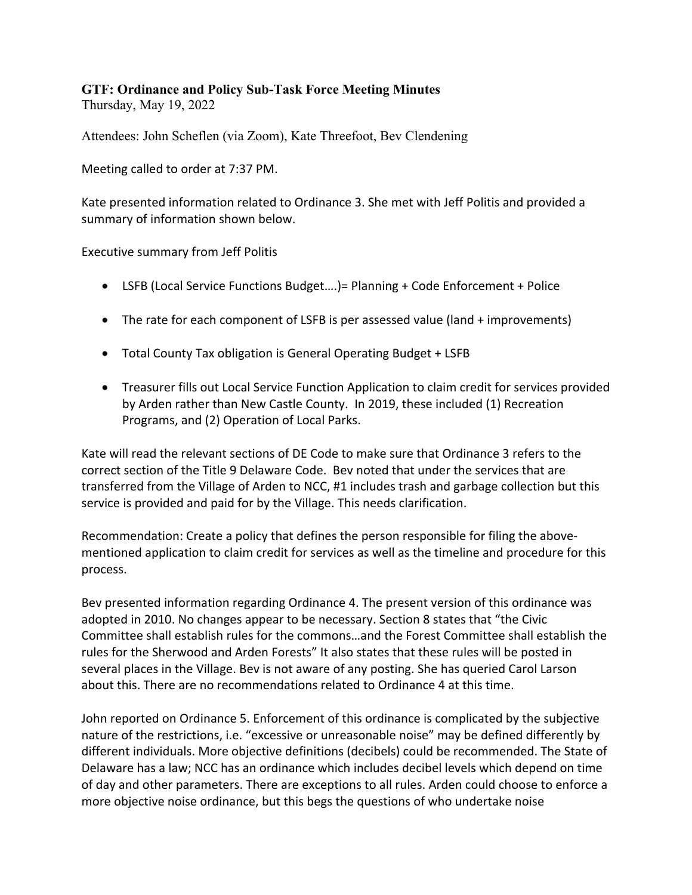**GTF: Ordinance and Policy Sub-Task Force Meeting Minutes**
Thursday, May 19, 2022

Attendees: John Scheflen (via Zoom), Kate Threefoot, Bev Clendening

Meeting called to order at 7:37 PM.

Kate presented information related to Ordinance 3. She met with Jeff Politis and provided a summary of information shown below.

Executive summary from Jeff Politis

- LSFB (Local Service Functions Budget….)= Planning + Code Enforcement + Police
- The rate for each component of LSFB is per assessed value (land + improvements)
- Total County Tax obligation is General Operating Budget + LSFB
- Treasurer fills out Local Service Function Application to claim credit for services provided by Arden rather than New Castle County. In 2019, these included (1) Recreation Programs, and (2) Operation of Local Parks.

Kate will read the relevant sections of DE Code to make sure that Ordinance 3 refers to the correct section of the Title 9 Delaware Code. Bev noted that under the services that are transferred from the Village of Arden to NCC, #1 includes trash and garbage collection but this service is provided and paid for by the Village. This needs clarification.

Recommendation: Create a policy that defines the person responsible for filing the above-mentioned application to claim credit for services as well as the timeline and procedure for this process.

Bev presented information regarding Ordinance 4. The present version of this ordinance was adopted in 2010. No changes appear to be necessary. Section 8 states that "the Civic Committee shall establish rules for the commons…and the Forest Committee shall establish the rules for the Sherwood and Arden Forests" It also states that these rules will be posted in several places in the Village. Bev is not aware of any posting. She has queried Carol Larson about this. There are no recommendations related to Ordinance 4 at this time.

John reported on Ordinance 5. Enforcement of this ordinance is complicated by the subjective nature of the restrictions, i.e. "excessive or unreasonable noise" may be defined differently by different individuals. More objective definitions (decibels) could be recommended. The State of Delaware has a law; NCC has an ordinance which includes decibel levels which depend on time of day and other parameters. There are exceptions to all rules. Arden could choose to enforce a more objective noise ordinance, but this begs the questions of who undertake noise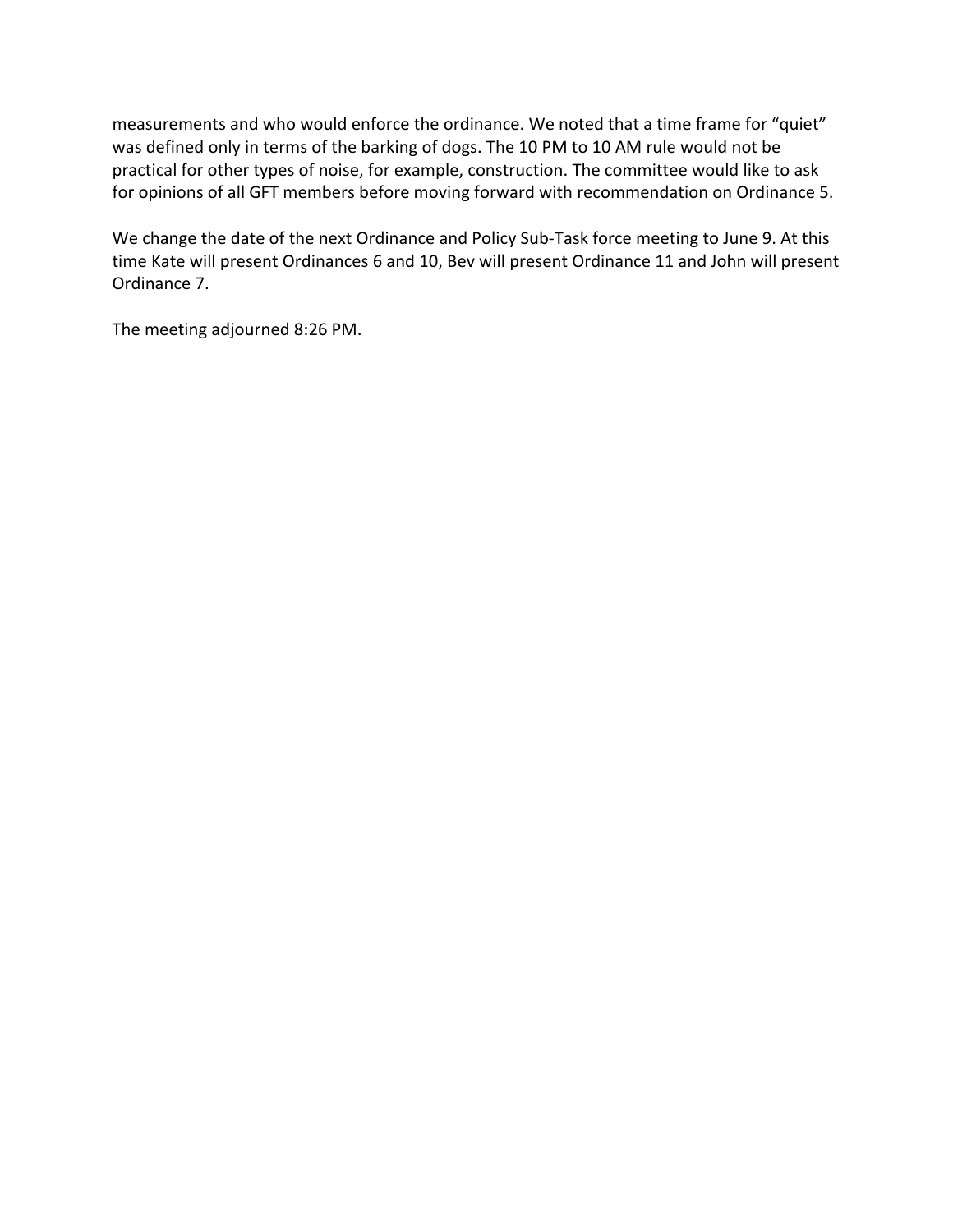measurements and who would enforce the ordinance. We noted that a time frame for “quiet” was defined only in terms of the barking of dogs. The 10 PM to 10 AM rule would not be practical for other types of noise, for example, construction. The committee would like to ask for opinions of all GFT members before moving forward with recommendation on Ordinance 5.

We change the date of the next Ordinance and Policy Sub-Task force meeting to June 9. At this time Kate will present Ordinances 6 and 10, Bev will present Ordinance 11 and John will present Ordinance 7.

The meeting adjourned 8:26 PM.